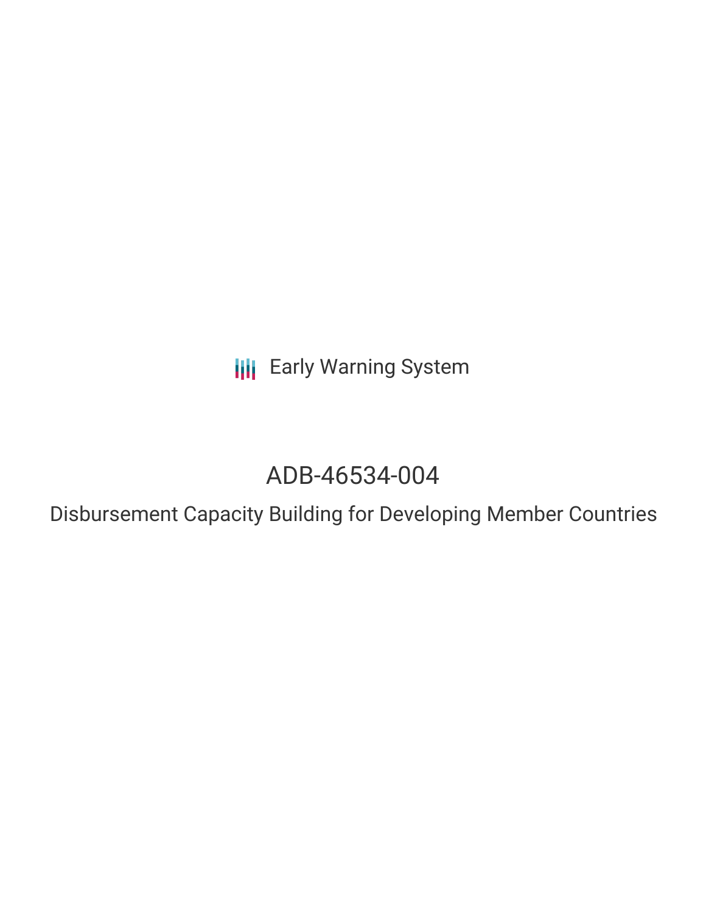Early Warning System

# ADB-46534-004

## Disbursement Capacity Building for Developing Member Countries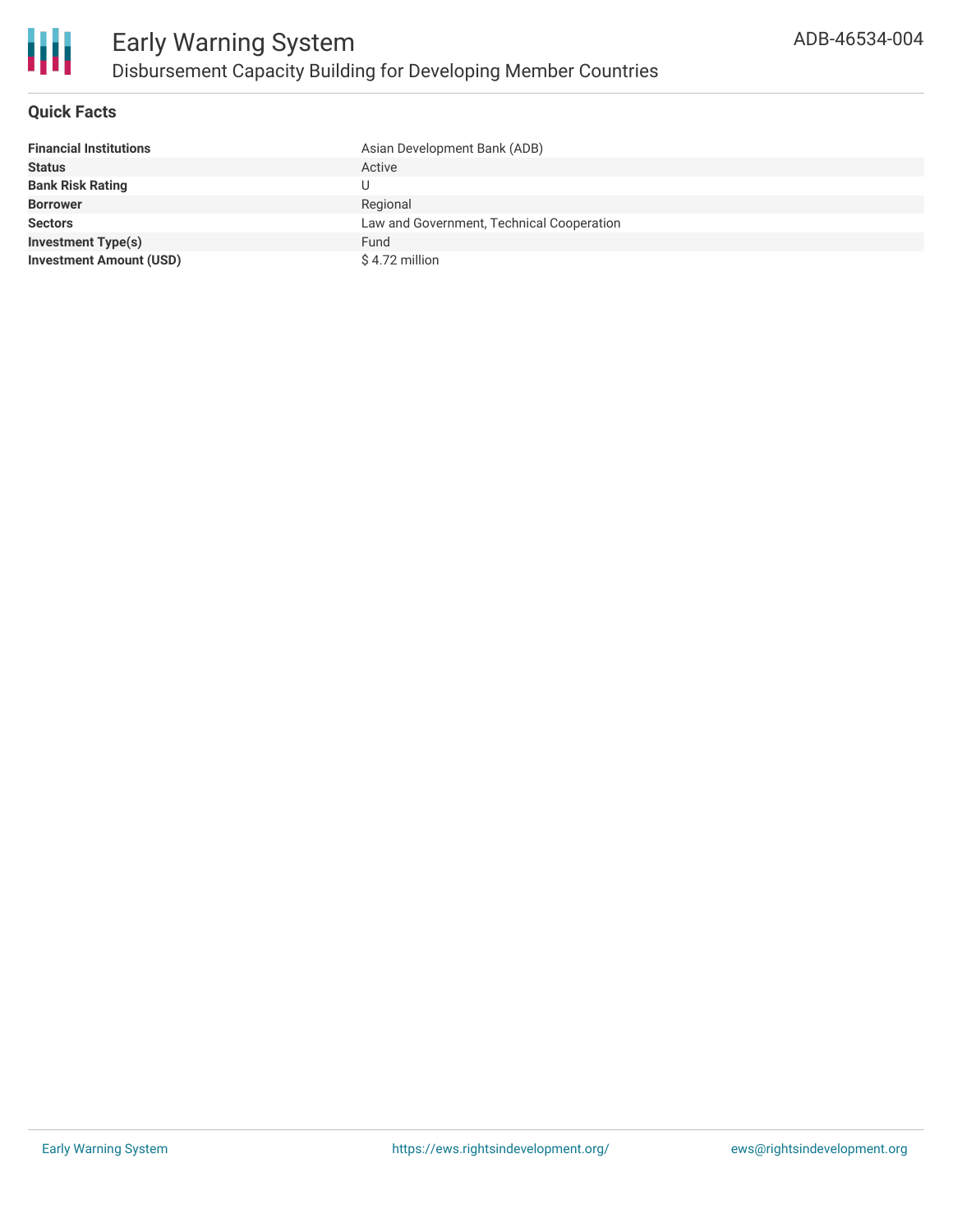# Early Warning System

## Disbursement Capacity Building for Developing Member Countries

ADB-46534-004

### Quick Facts

| | |
|---|---|
| **Financial Institutions** | Asian Development Bank (ADB) |
| **Status** | Active |
| **Bank Risk Rating** | U |
| **Borrower** | Regional |
| **Sectors** | Law and Government, Technical Cooperation |
| **Investment Type(s)** | Fund |
| **Investment Amount (USD)** | $ 4.72 million |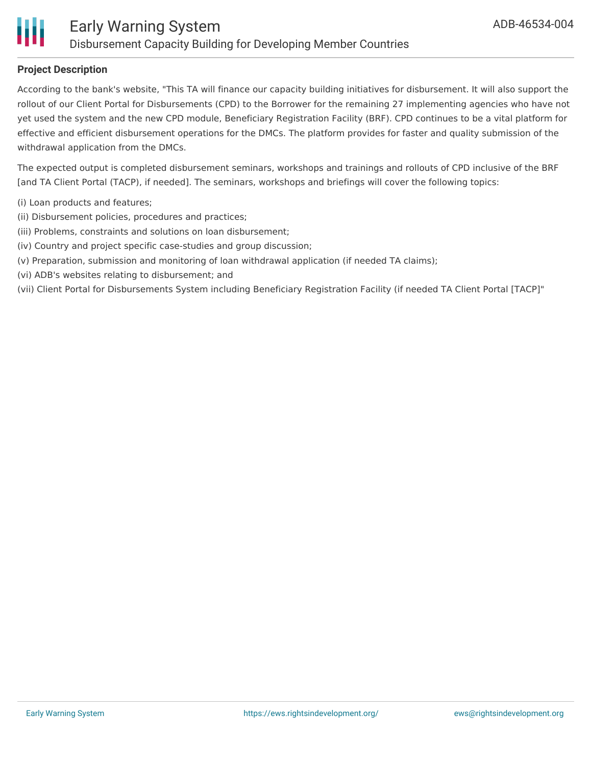## Project Description

According to the bank's website, "This TA will finance our capacity building initiatives for disbursement. It will also support the rollout of our Client Portal for Disbursements (CPD) to the Borrower for the remaining 27 implementing agencies who have not yet used the system and the new CPD module, Beneficiary Registration Facility (BRF). CPD continues to be a vital platform for effective and efficient disbursement operations for the DMCs. The platform provides for faster and quality submission of the withdrawal application from the DMCs.

The expected output is completed disbursement seminars, workshops and trainings and rollouts of CPD inclusive of the BRF [and TA Client Portal (TACP), if needed]. The seminars, workshops and briefings will cover the following topics:

(i) Loan products and features;
(ii) Disbursement policies, procedures and practices;
(iii) Problems, constraints and solutions on loan disbursement;
(iv) Country and project specific case-studies and group discussion;
(v) Preparation, submission and monitoring of loan withdrawal application (if needed TA claims);
(vi) ADB's websites relating to disbursement; and
(vii) Client Portal for Disbursements System including Beneficiary Registration Facility (if needed TA Client Portal [TACP]"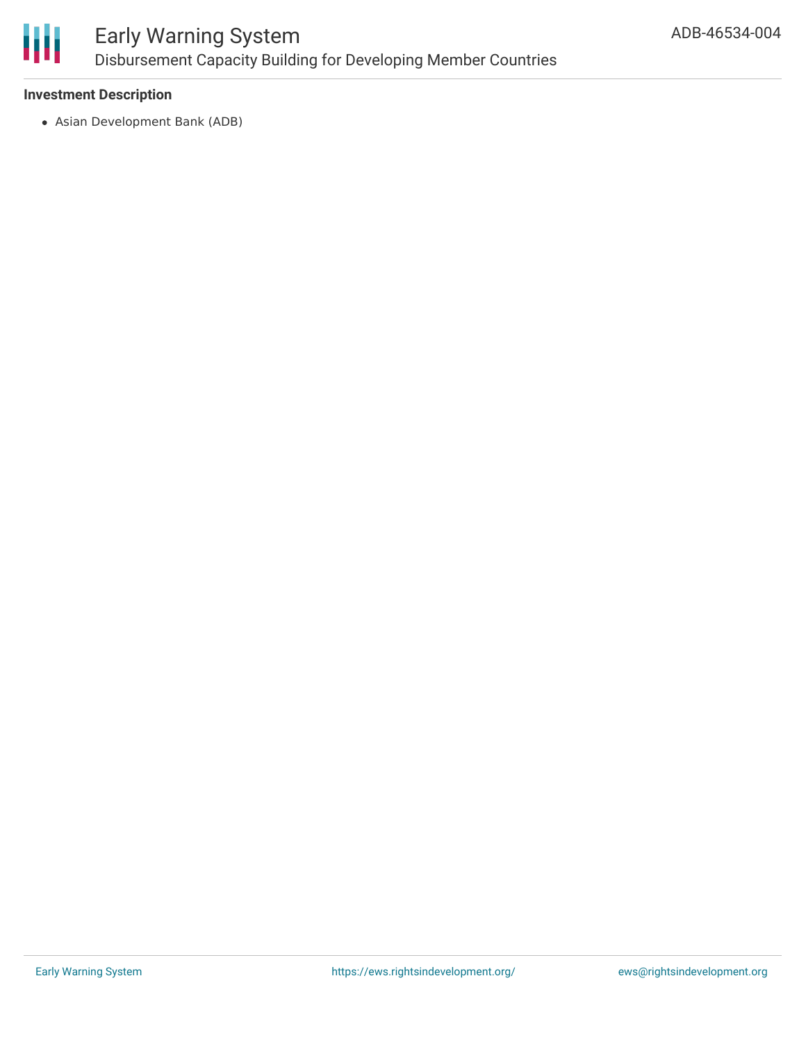### Investment Description

- Asian Development Bank (ADB)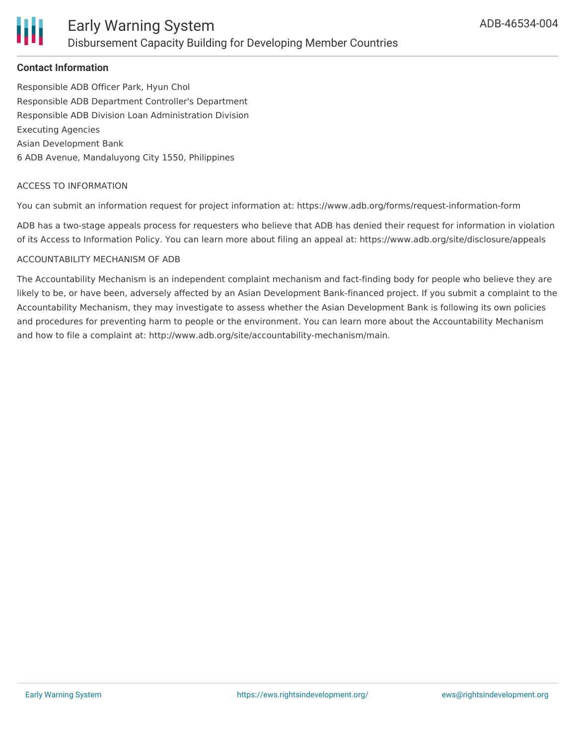**Contact Information**

Responsible ADB Officer Park, Hyun Chol
Responsible ADB Department Controller's Department
Responsible ADB Division Loan Administration Division
Executing Agencies
Asian Development Bank
6 ADB Avenue, Mandaluyong City 1550, Philippines

ACCESS TO INFORMATION

You can submit an information request for project information at: https://www.adb.org/forms/request-information-form

ADB has a two-stage appeals process for requesters who believe that ADB has denied their request for information in violation of its Access to Information Policy. You can learn more about filing an appeal at: https://www.adb.org/site/disclosure/appeals

ACCOUNTABILITY MECHANISM OF ADB

The Accountability Mechanism is an independent complaint mechanism and fact-finding body for people who believe they are likely to be, or have been, adversely affected by an Asian Development Bank-financed project. If you submit a complaint to the Accountability Mechanism, they may investigate to assess whether the Asian Development Bank is following its own policies and procedures for preventing harm to people or the environment. You can learn more about the Accountability Mechanism and how to file a complaint at: http://www.adb.org/site/accountability-mechanism/main.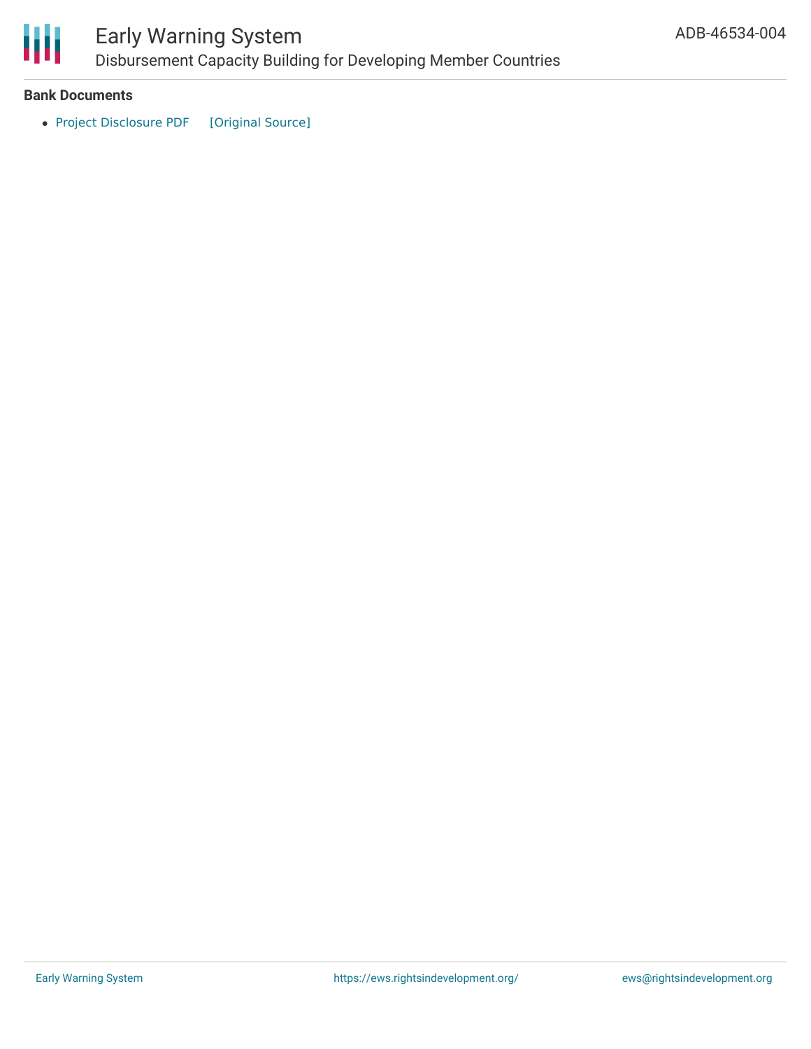**Bank Documents**

- Project Disclosure PDF [Original Source]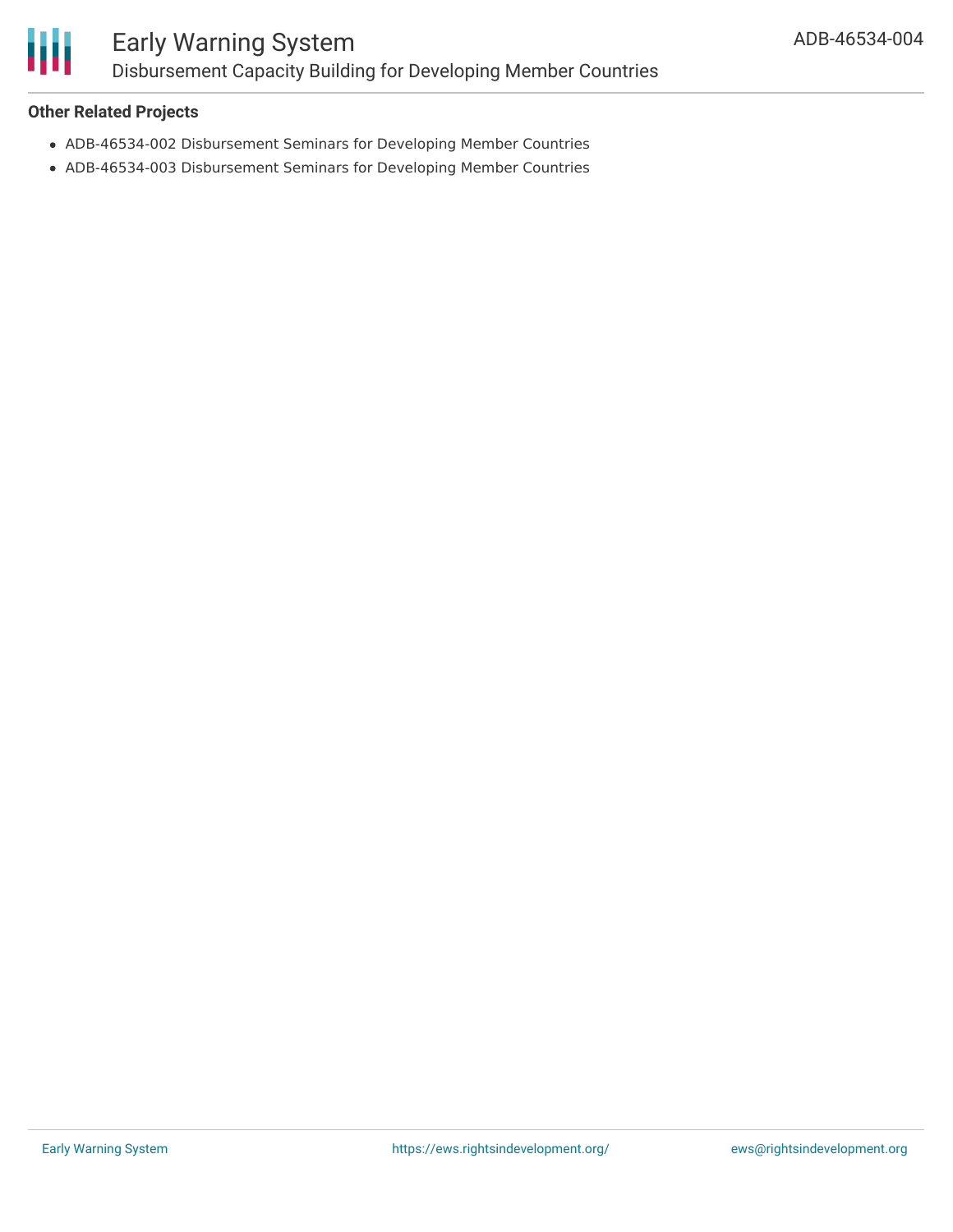**Other Related Projects**

- ADB-46534-002 Disbursement Seminars for Developing Member Countries
- ADB-46534-003 Disbursement Seminars for Developing Member Countries